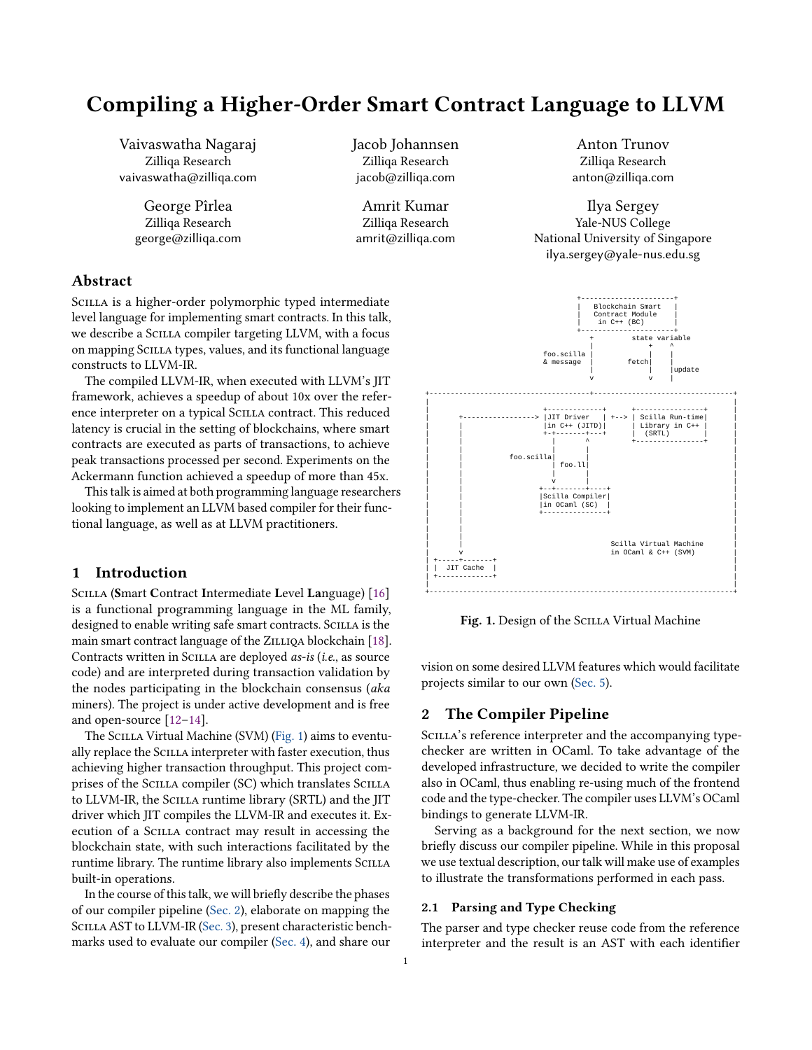# Compiling a Higher-Order Smart Contract Language to LLVM

Vaivaswatha Nagaraj
Zilliqa Research
vaivaswatha@zilliqa.com

Jacob Johannsen
Zilliqa Research
jacob@zilliqa.com

Anton Trunov
Zilliqa Research
anton@zilliqa.com

George Pîrlea
Zilliqa Research
george@zilliqa.com

Amrit Kumar
Zilliqa Research
amrit@zilliqa.com

Ilya Sergey
Yale-NUS College
National University of Singapore
ilya.sergey@yale-nus.edu.sg

## Abstract

Scilla is a higher-order polymorphic typed intermediate level language for implementing smart contracts. In this talk, we describe a Scilla compiler targeting LLVM, with a focus on mapping Scilla types, values, and its functional language constructs to LLVM-IR.

The compiled LLVM-IR, when executed with LLVM's JIT framework, achieves a speedup of about 10x over the reference interpreter on a typical Scilla contract. This reduced latency is crucial in the setting of blockchains, where smart contracts are executed as parts of transactions, to achieve peak transactions processed per second. Experiments on the Ackermann function achieved a speedup of more than 45x.

This talk is aimed at both programming language researchers looking to implement an LLVM based compiler for their functional language, as well as at LLVM practitioners.

```
                          +---------------------+
                          |   Blockchain Smart  |
                          |   Contract Module   |
                          |    in C++ (BC)      |
                          +---------------------+
                            +         state variable
                            |           +    ^
              foo.scilla    |           |    |
              & message     |     fetch |    |
                            |           |    |update
                            v           v    |
+---------------------------+-------------------------------+
|                                                           |
|      +----------------> +-------------+  +--> +---------------+ |
|      |                  |JIT Driver   |       | Scilla Run-time| |
|      |                  |in C++ (JITD)|       | Library in C++ | |
|      |                  +-+-------+---+       |  (SRTL)        | |
|      |                    |       ^           +---------------+ |
|      |                    |       |                           |
|      |          foo.scilla|       |                           |
|      |                    |  foo.ll|                          |
|      |                    |       |                           |
|      |                    v       |                           |
|      |                 +--+-------+----+                      |
|      |                 |Scilla Compiler|                      |
|      |                 |in OCaml (SC)  |                      |
|      |                 +---------------+                      |
|      |                                                        |
|      |                                                        |
|      |                              Scilla Virtual Machine    |
|      v                              in OCaml & C++ (SVM)      |
| +-----+-------+                                               |
| |  JIT Cache  |                                               |
| +-------------+                                               |
|                                                               |
+---------------------------------------------------------------+
```

**Fig. 1.** Design of the Scilla Virtual Machine

## 1 Introduction

Scilla (**S**mart **C**ontract **I**ntermediate **L**evel **La**nguage) [16] is a functional programming language in the ML family, designed to enable writing safe smart contracts. Scilla is the main smart contract language of the Zilliqa blockchain [18]. Contracts written in Scilla are deployed *as-is* (*i.e.*, as source code) and are interpreted during transaction validation by the nodes participating in the blockchain consensus (*aka* miners). The project is under active development and is free and open-source [12–14].

The Scilla Virtual Machine (SVM) (Fig. 1) aims to eventually replace the Scilla interpreter with faster execution, thus achieving higher transaction throughput. This project comprises of the Scilla compiler (SC) which translates Scilla to LLVM-IR, the Scilla runtime library (SRTL) and the JIT driver which JIT compiles the LLVM-IR and executes it. Execution of a Scilla contract may result in accessing the blockchain state, with such interactions facilitated by the runtime library. The runtime library also implements Scilla built-in operations.

In the course of this talk, we will briefly describe the phases of our compiler pipeline (Sec. 2), elaborate on mapping the Scilla AST to LLVM-IR (Sec. 3), present characteristic benchmarks used to evaluate our compiler (Sec. 4), and share our vision on some desired LLVM features which would facilitate projects similar to our own (Sec. 5).

## 2 The Compiler Pipeline

Scilla's reference interpreter and the accompanying type-checker are written in OCaml. To take advantage of the developed infrastructure, we decided to write the compiler also in OCaml, thus enabling re-using much of the frontend code and the type-checker. The compiler uses LLVM's OCaml bindings to generate LLVM-IR.

Serving as a background for the next section, we now briefly discuss our compiler pipeline. While in this proposal we use textual description, our talk will make use of examples to illustrate the transformations performed in each pass.

### 2.1 Parsing and Type Checking

The parser and type checker reuse code from the reference interpreter and the result is an AST with each identifier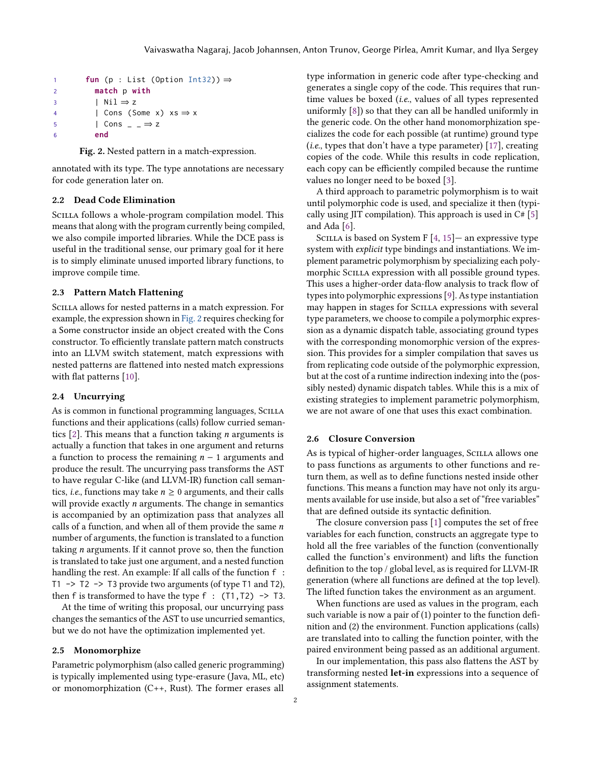```
fun (p : List (Option Int32)) ⇒
  match p with
  | Nil ⇒ z
  | Cons (Some x) xs ⇒ x
  | Cons _ _ ⇒ z
  end
```

**Fig. 2.** Nested pattern in a match-expression.

annotated with its type. The type annotations are necessary for code generation later on.

### 2.2 Dead Code Elimination

Scilla follows a whole-program compilation model. This means that along with the program currently being compiled, we also compile imported libraries. While the DCE pass is useful in the traditional sense, our primary goal for it here is to simply eliminate unused imported library functions, to improve compile time.

### 2.3 Pattern Match Flattening

Scilla allows for nested patterns in a match expression. For example, the expression shown in Fig. 2 requires checking for a Some constructor inside an object created with the Cons constructor. To efficiently translate pattern match constructs into an LLVM switch statement, match expressions with nested patterns are flattened into nested match expressions with flat patterns [10].

### 2.4 Uncurrying

As is common in functional programming languages, Scilla functions and their applications (calls) follow curried semantics [2]. This means that a function taking $n$ arguments is actually a function that takes in one argument and returns a function to process the remaining $n-1$ arguments and produce the result. The uncurrying pass transforms the AST to have regular C-like (and LLVM-IR) function call semantics, *i.e.*, functions may take $n \geq 0$ arguments, and their calls will provide exactly $n$ arguments. The change in semantics is accompanied by an optimization pass that analyzes all calls of a function, and when all of them provide the same $n$ number of arguments, the function is translated to a function taking $n$ arguments. If it cannot prove so, then the function is translated to take just one argument, and a nested function handling the rest. An example: If all calls of the function `f : T1 -> T2 -> T3` provide two arguments (of type `T1` and `T2`), then `f` is transformed to have the type `f : (T1,T2) -> T3`.

At the time of writing this proposal, our uncurrying pass changes the semantics of the AST to use uncurried semantics, but we do not have the optimization implemented yet.

### 2.5 Monomorphize

Parametric polymorphism (also called generic programming) is typically implemented using type-erasure (Java, ML, etc) or monomorphization (C++, Rust). The former erases all type information in generic code after type-checking and generates a single copy of the code. This requires that runtime values be boxed (*i.e.*, values of all types represented uniformly [8]) so that they can all be handled uniformly in the generic code. On the other hand monomorphization specializes the code for each possible (at runtime) ground type (*i.e.*, types that don't have a type parameter) [17], creating copies of the code. While this results in code replication, each copy can be efficiently compiled because the runtime values no longer need to be boxed [3].

A third approach to parametric polymorphism is to wait until polymorphic code is used, and specialize it then (typically using JIT compilation). This approach is used in C# [5] and Ada [6].

Scilla is based on System F [4, 15]— an expressive type system with *explicit* type bindings and instantiations. We implement parametric polymorphism by specializing each polymorphic Scilla expression with all possible ground types. This uses a higher-order data-flow analysis to track flow of types into polymorphic expressions [9]. As type instantiation may happen in stages for Scilla expressions with several type parameters, we choose to compile a polymorphic expression as a dynamic dispatch table, associating ground types with the corresponding monomorphic version of the expression. This provides for a simpler compilation that saves us from replicating code outside of the polymorphic expression, but at the cost of a runtime indirection indexing into the (possibly nested) dynamic dispatch tables. While this is a mix of existing strategies to implement parametric polymorphism, we are not aware of one that uses this exact combination.

### 2.6 Closure Conversion

As is typical of higher-order languages, Scilla allows one to pass functions as arguments to other functions and return them, as well as to define functions nested inside other functions. This means a function may have not only its arguments available for use inside, but also a set of "free variables" that are defined outside its syntactic definition.

The closure conversion pass [1] computes the set of free variables for each function, constructs an aggregate type to hold all the free variables of the function (conventionally called the function's environment) and lifts the function definition to the top / global level, as is required for LLVM-IR generation (where all functions are defined at the top level). The lifted function takes the environment as an argument.

When functions are used as values in the program, each such variable is now a pair of (1) pointer to the function definition and (2) the environment. Function applications (calls) are translated into to calling the function pointer, with the paired environment being passed as an additional argument.

In our implementation, this pass also flattens the AST by transforming nested **let-in** expressions into a sequence of assignment statements.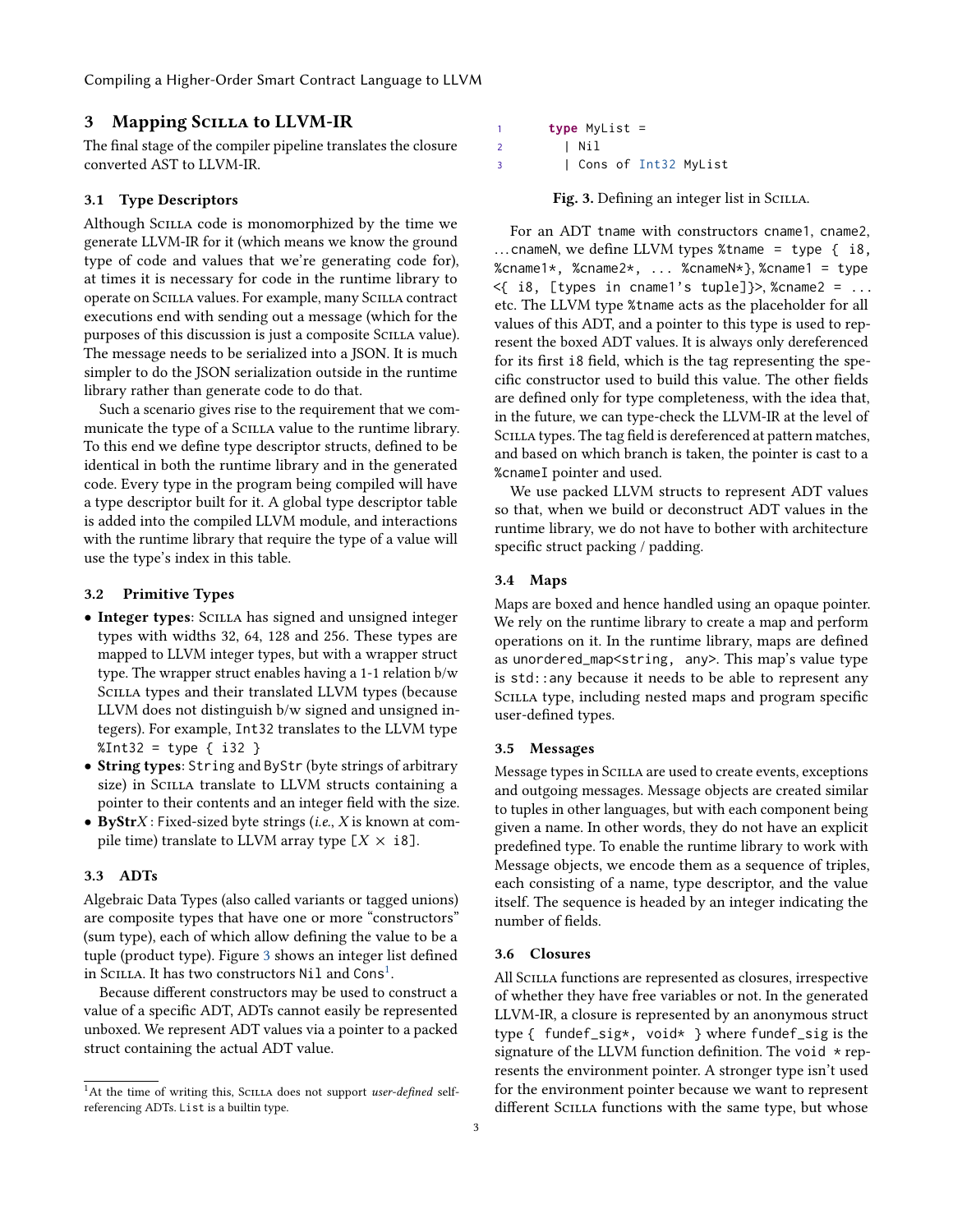## 3 Mapping Scilla to LLVM-IR

The final stage of the compiler pipeline translates the closure converted AST to LLVM-IR.

### 3.1 Type Descriptors

Although Scilla code is monomorphized by the time we generate LLVM-IR for it (which means we know the ground type of code and values that we're generating code for), at times it is necessary for code in the runtime library to operate on Scilla values. For example, many Scilla contract executions end with sending out a message (which for the purposes of this discussion is just a composite Scilla value). The message needs to be serialized into a JSON. It is much simpler to do the JSON serialization outside in the runtime library rather than generate code to do that.

Such a scenario gives rise to the requirement that we communicate the type of a Scilla value to the runtime library. To this end we define type descriptor structs, defined to be identical in both the runtime library and in the generated code. Every type in the program being compiled will have a type descriptor built for it. A global type descriptor table is added into the compiled LLVM module, and interactions with the runtime library that require the type of a value will use the type's index in this table.

### 3.2 Primitive Types

- **Integer types**: Scilla has signed and unsigned integer types with widths 32, 64, 128 and 256. These types are mapped to LLVM integer types, but with a wrapper struct type. The wrapper struct enables having a 1-1 relation b/w Scilla types and their translated LLVM types (because LLVM does not distinguish b/w signed and unsigned integers). For example, `Int32` translates to the LLVM type `%Int32 = type { i32 }`
- **String types**: `String` and `ByStr` (byte strings of arbitrary size) in Scilla translate to LLVM structs containing a pointer to their contents and an integer field with the size.
- **ByStr**$X$ : Fixed-sized byte strings (*i.e.*, $X$ is known at compile time) translate to LLVM array type `[X × i8]`.

### 3.3 ADTs

Algebraic Data Types (also called variants or tagged unions) are composite types that have one or more "constructors" (sum type), each of which allow defining the value to be a tuple (product type). Figure 3 shows an integer list defined in Scilla. It has two constructors `Nil` and `Cons`[1].

Because different constructors may be used to construct a value of a specific ADT, ADTs cannot easily be represented unboxed. We represent ADT values via a pointer to a packed struct containing the actual ADT value.

```
1    type MyList =
2      | Nil
3      | Cons of Int32 MyList
```

**Fig. 3.** Defining an integer list in Scilla.

For an ADT `tname` with constructors `cname1`, `cname2`, ... `cnameN`, we define LLVM types `%tname = type { i8, %cname1*, %cname2*, ... %cnameN*}`, `%cname1 = type <{ i8, [types in cname1's tuple]}>`, `%cname2 = ...` etc. The LLVM type `%tname` acts as the placeholder for all values of this ADT, and a pointer to this type is used to represent the boxed ADT values. It is always only dereferenced for its first `i8` field, which is the tag representing the specific constructor used to build this value. The other fields are defined only for type completeness, with the idea that, in the future, we can type-check the LLVM-IR at the level of Scilla types. The tag field is dereferenced at pattern matches, and based on which branch is taken, the pointer is cast to a `%cnameI` pointer and used.

We use packed LLVM structs to represent ADT values so that, when we build or deconstruct ADT values in the runtime library, we do not have to bother with architecture specific struct packing / padding.

### 3.4 Maps

Maps are boxed and hence handled using an opaque pointer. We rely on the runtime library to create a map and perform operations on it. In the runtime library, maps are defined as `unordered_map<string, any>`. This map's value type is `std::any` because it needs to be able to represent any Scilla type, including nested maps and program specific user-defined types.

### 3.5 Messages

Message types in Scilla are used to create events, exceptions and outgoing messages. Message objects are created similar to tuples in other languages, but with each component being given a name. In other words, they do not have an explicit predefined type. To enable the runtime library to work with Message objects, we encode them as a sequence of triples, each consisting of a name, type descriptor, and the value itself. The sequence is headed by an integer indicating the number of fields.

### 3.6 Closures

All Scilla functions are represented as closures, irrespective of whether they have free variables or not. In the generated LLVM-IR, a closure is represented by an anonymous struct type `{ fundef_sig*, void* }` where `fundef_sig` is the signature of the LLVM function definition. The `void *` represents the environment pointer. A stronger type isn't used for the environment pointer because we want to represent different Scilla functions with the same type, but whose

[1] At the time of writing this, Scilla does not support *user-defined* self-referencing ADTs. `List` is a builtin type.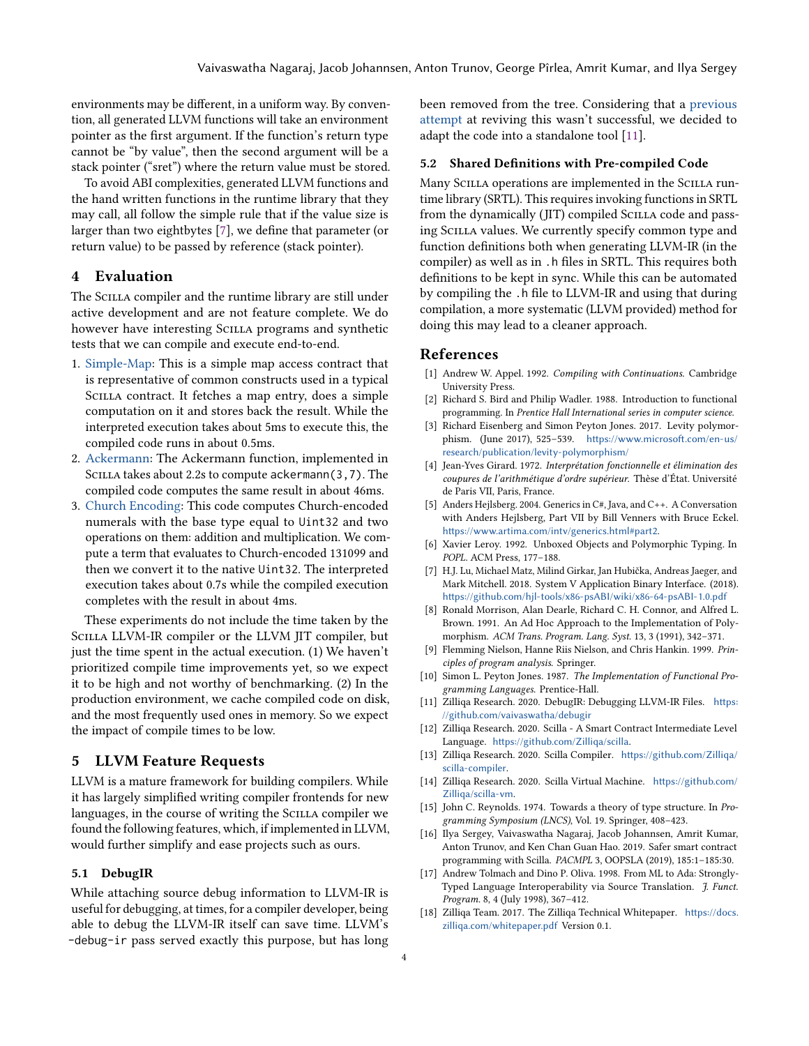environments may be different, in a uniform way. By convention, all generated LLVM functions will take an environment pointer as the first argument. If the function's return type cannot be "by value", then the second argument will be a stack pointer ("sret") where the return value must be stored.

To avoid ABI complexities, generated LLVM functions and the hand written functions in the runtime library that they may call, all follow the simple rule that if the value size is larger than two eightbytes [7], we define that parameter (or return value) to be passed by reference (stack pointer).

## 4 Evaluation

The Scilla compiler and the runtime library are still under active development and are not feature complete. We do however have interesting Scilla programs and synthetic tests that we can compile and execute end-to-end.

1. Simple-Map: This is a simple map access contract that is representative of common constructs used in a typical Scilla contract. It fetches a map entry, does a simple computation on it and stores back the result. While the interpreted execution takes about 5ms to execute this, the compiled code runs in about 0.5ms.
2. Ackermann: The Ackermann function, implemented in Scilla takes about 2.2s to compute `ackermann(3,7)`. The compiled code computes the same result in about 46ms.
3. Church Encoding: This code computes Church-encoded numerals with the base type equal to `Uint32` and two operations on them: addition and multiplication. We compute a term that evaluates to Church-encoded 131099 and then we convert it to the native `Uint32`. The interpreted execution takes about 0.7s while the compiled execution completes with the result in about 4ms.

These experiments do not include the time taken by the Scilla LLVM-IR compiler or the LLVM JIT compiler, but just the time spent in the actual execution. (1) We haven't prioritized compile time improvements yet, so we expect it to be high and not worthy of benchmarking. (2) In the production environment, we cache compiled code on disk, and the most frequently used ones in memory. So we expect the impact of compile times to be low.

## 5 LLVM Feature Requests

LLVM is a mature framework for building compilers. While it has largely simplified writing compiler frontends for new languages, in the course of writing the Scilla compiler we found the following features, which, if implemented in LLVM, would further simplify and ease projects such as ours.

### 5.1 DebugIR

While attaching source debug information to LLVM-IR is useful for debugging, at times, for a compiler developer, being able to debug the LLVM-IR itself can save time. LLVM's `-debug-ir` pass served exactly this purpose, but has long been removed from the tree. Considering that a previous attempt at reviving this wasn't successful, we decided to adapt the code into a standalone tool [11].

### 5.2 Shared Definitions with Pre-compiled Code

Many Scilla operations are implemented in the Scilla runtime library (SRTL). This requires invoking functions in SRTL from the dynamically (JIT) compiled Scilla code and passing Scilla values. We currently specify common type and function definitions both when generating LLVM-IR (in the compiler) as well as in `.h` files in SRTL. This requires both definitions to be kept in sync. While this can be automated by compiling the `.h` file to LLVM-IR and using that during compilation, a more systematic (LLVM provided) method for doing this may lead to a cleaner approach.

## References

[1] Andrew W. Appel. 1992. *Compiling with Continuations.* Cambridge University Press.

[2] Richard S. Bird and Philip Wadler. 1988. Introduction to functional programming. In *Prentice Hall International series in computer science.*

[3] Richard Eisenberg and Simon Peyton Jones. 2017. Levity polymorphism. (June 2017), 525–539. https://www.microsoft.com/en-us/research/publication/levity-polymorphism/

[4] Jean-Yves Girard. 1972. *Interprétation fonctionnelle et élimination des coupures de l'arithmétique d'ordre supérieur.* Thèse d'État. Université de Paris VII, Paris, France.

[5] Anders Hejlsberg. 2004. Generics in C#, Java, and C++. A Conversation with Anders Hejlsberg, Part VII by Bill Venners with Bruce Eckel. https://www.artima.com/intv/generics.html#part2.

[6] Xavier Leroy. 1992. Unboxed Objects and Polymorphic Typing. In *POPL*. ACM Press, 177–188.

[7] H.J. Lu, Michael Matz, Milind Girkar, Jan Hubička, Andreas Jaeger, and Mark Mitchell. 2018. System V Application Binary Interface. (2018). https://github.com/hjl-tools/x86-psABI/wiki/x86-64-psABI-1.0.pdf

[8] Ronald Morrison, Alan Dearle, Richard C. H. Connor, and Alfred L. Brown. 1991. An Ad Hoc Approach to the Implementation of Polymorphism. *ACM Trans. Program. Lang. Syst.* 13, 3 (1991), 342–371.

[9] Flemming Nielson, Hanne Riis Nielson, and Chris Hankin. 1999. *Principles of program analysis.* Springer.

[10] Simon L. Peyton Jones. 1987. *The Implementation of Functional Programming Languages.* Prentice-Hall.

[11] Zilliqa Research. 2020. DebugIR: Debugging LLVM-IR Files. https://github.com/vaivaswatha/debugir

[12] Zilliqa Research. 2020. Scilla - A Smart Contract Intermediate Level Language. https://github.com/Zilliqa/scilla.

[13] Zilliqa Research. 2020. Scilla Compiler. https://github.com/Zilliqa/scilla-compiler.

[14] Zilliqa Research. 2020. Scilla Virtual Machine. https://github.com/Zilliqa/scilla-vm.

[15] John C. Reynolds. 1974. Towards a theory of type structure. In *Programming Symposium (LNCS)*, Vol. 19. Springer, 408–423.

[16] Ilya Sergey, Vaivaswatha Nagaraj, Jacob Johannsen, Amrit Kumar, Anton Trunov, and Ken Chan Guan Hao. 2019. Safer smart contract programming with Scilla. *PACMPL* 3, OOPSLA (2019), 185:1–185:30.

[17] Andrew Tolmach and Dino P. Oliva. 1998. From ML to Ada: Strongly-Typed Language Interoperability via Source Translation. *J. Funct. Program.* 8, 4 (July 1998), 367–412.

[18] Zilliqa Team. 2017. The Zilliqa Technical Whitepaper. https://docs.zilliqa.com/whitepaper.pdf Version 0.1.